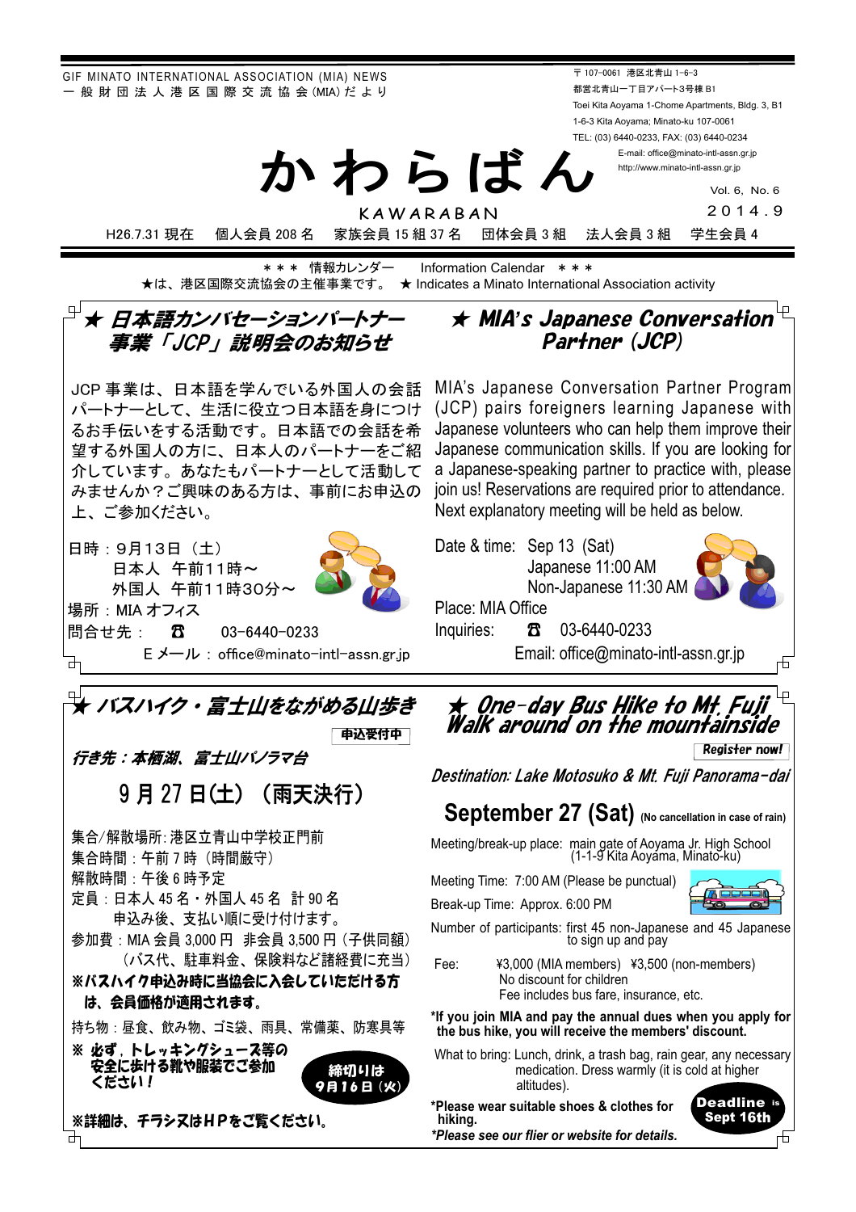GIF MINATO INTERNATIONAL ASSOCIATION (MIA) NEWS
一般財団法人港区国際交流協会(MIA)だより

〒107-0061 港区北青山 1-6-3
都営北青山一丁目アパート3号棟 B1
Toei Kita Aoyama 1-Chome Apartments, Bldg. 3, B1
1-6-3 Kita Aoyama; Minato-ku 107-0061
TEL: (03) 6440-0233, FAX: (03) 6440-0234
E-mail: office@minato-intl-assn.gr.jp
http://www.minato-intl-assn.gr.jp

# かわらばん

KAWARABAN

Vol. 6, No. 6
2014.9

H26.7.31 現在　個人会員 208 名　家族会員 15 組 37 名　団体会員 3 組　法人会員 3 組　学生会員 4

＊＊＊ 情報カレンダー　Information Calendar ＊＊＊
★は、港区国際交流協会の主催事業です。 ★ Indicates a Minato International Association activity

## ★ 日本語カンバセーションパートナー事業「JCP」説明会のお知らせ

JCP 事業は、日本語を学んでいる外国人の会話パートナーとして、生活に役立つ日本語を身につけるお手伝いをする活動です。日本語での会話を希望する外国人の方に、日本人のパートナーをご紹介しています。あなたもパートナーとして活動してみませんか？ご興味のある方は、事前にお申込の上、ご参加ください。

日時：9月13日（土）
　　日本人　午前11時～
　　外国人　午前11時30分～
場所：MIA オフィス
問合せ先：☎ 03-6440-0233
　　Eメール：office@minato-intl-assn.gr.jp

## ★ MIA's Japanese Conversation Partner (JCP)

MIA's Japanese Conversation Partner Program (JCP) pairs foreigners learning Japanese with Japanese volunteers who can help them improve their Japanese communication skills. If you are looking for a Japanese-speaking partner to practice with, please join us! Reservations are required prior to attendance. Next explanatory meeting will be held as below.

Date & time: Sep 13 (Sat)
　Japanese 11:00 AM
　Non-Japanese 11:30 AM
Place: MIA Office
Inquiries: ☎ 03-6440-0233
Email: office@minato-intl-assn.gr.jp

## ★ バスハイク・富士山をながめる山歩き

申込受付中

*行き先：本栖湖、富士山パノラマ台*

### 9月27日(土)（雨天決行）

集合/解散場所：港区立青山中学校正門前
集合時間：午前7時（時間厳守）
解散時間：午後6時予定
定員：日本人 45 名・外国人 45 名　計 90 名
　　申込み後、支払い順に受け付けます。
参加費：MIA 会員 3,000 円　非会員 3,500 円（子供同額）
　　（バス代、駐車料金、保険料など諸経費に充当）

**※バスハイク申込み時に当協会に入会していただける方は、会員価格が適用されます。**

持ち物：昼食、飲み物、ゴミ袋、雨具、常備薬、防寒具等

**※ 必ず、トレッキングシューズ等の安全に歩ける靴や服装でご参加ください！**

**締切りは 9月16日（火）**

**※詳細は、チラシ又はHPをご覧ください。**

## ★ One-day Bus Hike to Mt. Fuji Walk around on the mountainside

Register now!

*Destination: Lake Motosuko & Mt. Fuji Panorama-dai*

### September 27 (Sat) (No cancellation in case of rain)

Meeting/break-up place: main gate of Aoyama Jr. High School (1-1-9 Kita Aoyama, Minato-ku)
Meeting Time: 7:00 AM (Please be punctual)
Break-up Time: Approx. 6:00 PM
Number of participants: first 45 non-Japanese and 45 Japanese to sign up and pay
Fee: ¥3,000 (MIA members) ¥3,500 (non-members)
　No discount for children
　Fee includes bus fare, insurance, etc.

**\*If you join MIA and pay the annual dues when you apply for the bus hike, you will receive the members' discount.**

What to bring: Lunch, drink, a trash bag, rain gear, any necessary medication. Dress warmly (it is cold at higher altitudes).

**\*Please wear suitable shoes & clothes for hiking.**

***\*Please see our flier or website for details.***

**Deadline is Sept 16th**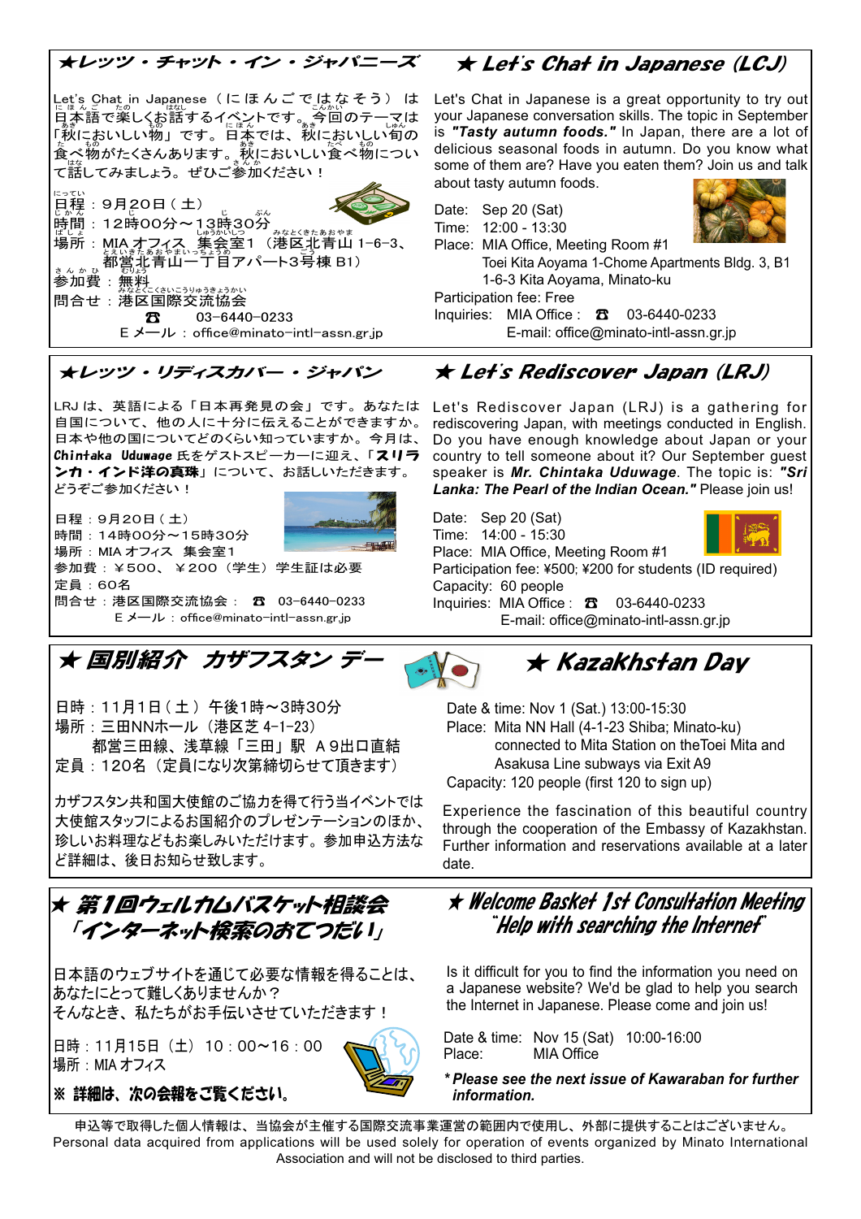## ★レッツ・チャット・イン・ジャパニーズ

Let's Chat in Japanese（にほんごではなそう）は日本語で楽しくお話するイベントです。今回のテーマは「秋においしい物」です。日本では、秋においしい旬の食べ物がたくさんあります。秋においしい食べ物について話してみましょう。ぜひご参加ください！

日程：９月２０日（土）
時間：１２時００分～１３時３０分
場所：MIA オフィス　集会室１（港区北青山 1−6−3、都営北青山一丁目アパート３号棟 B1）
参加費：無料
問合せ：港区国際交流協会
☎ 03−6440−0233
E メール：office@minato-intl-assn.gr.jp

## ★ Let's Chat in Japanese (LCJ)

Let's Chat in Japanese is a great opportunity to try out your Japanese conversation skills. The topic in September is ***"Tasty autumn foods."*** In Japan, there are a lot of delicious seasonal foods in autumn. Do you know what some of them are? Have you eaten them? Join us and talk about tasty autumn foods.

Date: Sep 20 (Sat)
Time: 12:00 - 13:30
Place: MIA Office, Meeting Room #1
Toei Kita Aoyama 1-Chome Apartments Bldg. 3, B1
1-6-3 Kita Aoyama, Minato-ku
Participation fee: Free
Inquiries: MIA Office : ☎ 03-6440-0233
E-mail: office@minato-intl-assn.gr.jp

## ★レッツ・リディスカバー・ジャパン

LRJ は、英語による「日本再発見の会」です。あなたは自国について、他の人に十分に伝えることができますか。日本や他の国についてどのくらい知っていますか。今月は、**Chintaka Uduwage** 氏をゲストスピーカーに迎え、「**スリランカ・インド洋の真珠**」について、お話しいただきます。どうぞご参加ください！

日程：９月２０日（土）
時間：１４時００分～１５時３０分
場所：MIA オフィス　集会室１
参加費：￥５００、￥２００（学生）学生証は必要
定員：６０名
問合せ：港区国際交流協会：☎ 03−6440−0233
E メール：office@minato-intl-assn.gr.jp

## ★ Let's Rediscover Japan (LRJ)

Let's Rediscover Japan (LRJ) is a gathering for rediscovering Japan, with meetings conducted in English. Do you have enough knowledge about Japan or your country to tell someone about it? Our September guest speaker is ***Mr. Chintaka Uduwage***. The topic is: ***"Sri Lanka: The Pearl of the Indian Ocean."*** Please join us!

Date: Sep 20 (Sat)
Time: 14:00 - 15:30
Place: MIA Office, Meeting Room #1
Participation fee: ¥500; ¥200 for students (ID required)
Capacity: 60 people
Inquiries: MIA Office : ☎ 03-6440-0233
E-mail: office@minato-intl-assn.gr.jp

## ★ 国別紹介　カザフスタン デー

日時：１１月１日（土）午後１時～３時３０分
場所：三田NNホール（港区芝 4−1−23）
都営三田線、浅草線「三田」駅 A９出口直結
定員：１２０名（定員になり次第締切らせて頂きます）

カザフスタン共和国大使館のご協力を得て行う当イベントでは大使館スタッフによるお国紹介のプレゼンテーションのほか、珍しいお料理などもお楽しみいただけます。参加申込方法など詳細は、後日お知らせ致します。

## ★ Kazakhstan Day

Date & time: Nov 1 (Sat.) 13:00-15:30
Place: Mita NN Hall (4-1-23 Shiba; Minato-ku)
connected to Mita Station on theToei Mita and Asakusa Line subways via Exit A9
Capacity: 120 people (first 120 to sign up)

Experience the fascination of this beautiful country through the cooperation of the Embassy of Kazakhstan. Further information and reservations available at a later date.

## ★ 第１回ウェルカムバスケット相談会「インターネット検索のおてつだい」

日本語のウェブサイトを通じて必要な情報を得ることは、あなたにとって難しくありませんか？
そんなとき、私たちがお手伝いさせていただきます！

日時：１１月１５日（土）１０：００～１６：００
場所：MIA オフィス

**※ 詳細は、次の会報をご覧ください。**

## ★ Welcome Basket 1st Consultation Meeting "Help with searching the Internet"

Is it difficult for you to find the information you need on a Japanese website? We'd be glad to help you search the Internet in Japanese. Please come and join us!

Date & time: Nov 15 (Sat) 10:00-16:00
Place: MIA Office

***\* Please see the next issue of Kawaraban for further information.***

申込等で取得した個人情報は、当協会が主催する国際交流事業運営の範囲内で使用し、外部に提供することはございません。
Personal data acquired from applications will be used solely for operation of events organized by Minato International Association and will not be disclosed to third parties.